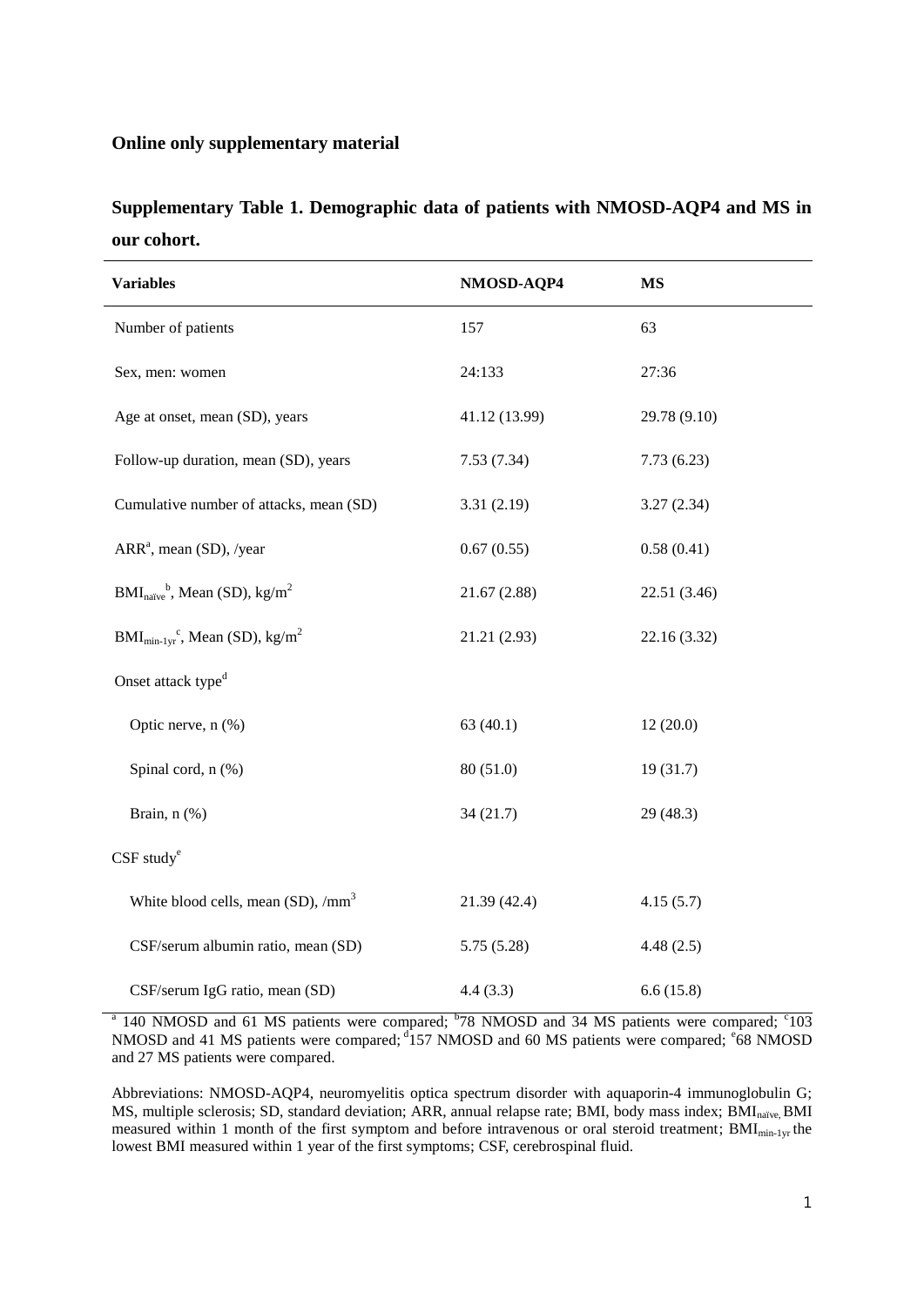**Online only supplementary material**

**Supplementary Table 1. Demographic data of patients with NMOSD-AQP4 and MS in our cohort.**

| Variables | NMOSD-AQP4 | MS |
|---|---|---|
| Number of patients | 157 | 63 |
| Sex, men: women | 24:133 | 27:36 |
| Age at onset, mean (SD), years | 41.12 (13.99) | 29.78 (9.10) |
| Follow-up duration, mean (SD), years | 7.53 (7.34) | 7.73 (6.23) |
| Cumulative number of attacks, mean (SD) | 3.31 (2.19) | 3.27 (2.34) |
| ARR[a], mean (SD), /year | 0.67 (0.55) | 0.58 (0.41) |
| $BMI_{naïve}$[b], Mean (SD), $kg/m^2$ | 21.67 (2.88) | 22.51 (3.46) |
| $BMI_{min-1yr}$[c], Mean (SD), $kg/m^2$ | 21.21 (2.93) | 22.16 (3.32) |
| Onset attack type[d] | | |
| Optic nerve, n (%) | 63 (40.1) | 12 (20.0) |
| Spinal cord, n (%) | 80 (51.0) | 19 (31.7) |
| Brain, n (%) | 34 (21.7) | 29 (48.3) |
| CSF study[e] | | |
| White blood cells, mean (SD), $/mm^3$ | 21.39 (42.4) | 4.15 (5.7) |
| CSF/serum albumin ratio, mean (SD) | 5.75 (5.28) | 4.48 (2.5) |
| CSF/serum IgG ratio, mean (SD) | 4.4 (3.3) | 6.6 (15.8) |

[a] 140 NMOSD and 61 MS patients were compared; [b] 78 NMOSD and 34 MS patients were compared; [c] 103 NMOSD and 41 MS patients were compared; [d] 157 NMOSD and 60 MS patients were compared; [e] 68 NMOSD and 27 MS patients were compared.

Abbreviations: NMOSD-AQP4, neuromyelitis optica spectrum disorder with aquaporin-4 immunoglobulin G; MS, multiple sclerosis; SD, standard deviation; ARR, annual relapse rate; BMI, body mass index; $BMI_{naïve,}$ BMI measured within 1 month of the first symptom and before intravenous or oral steroid treatment; $BMI_{min-1yr}$ the lowest BMI measured within 1 year of the first symptoms; CSF, cerebrospinal fluid.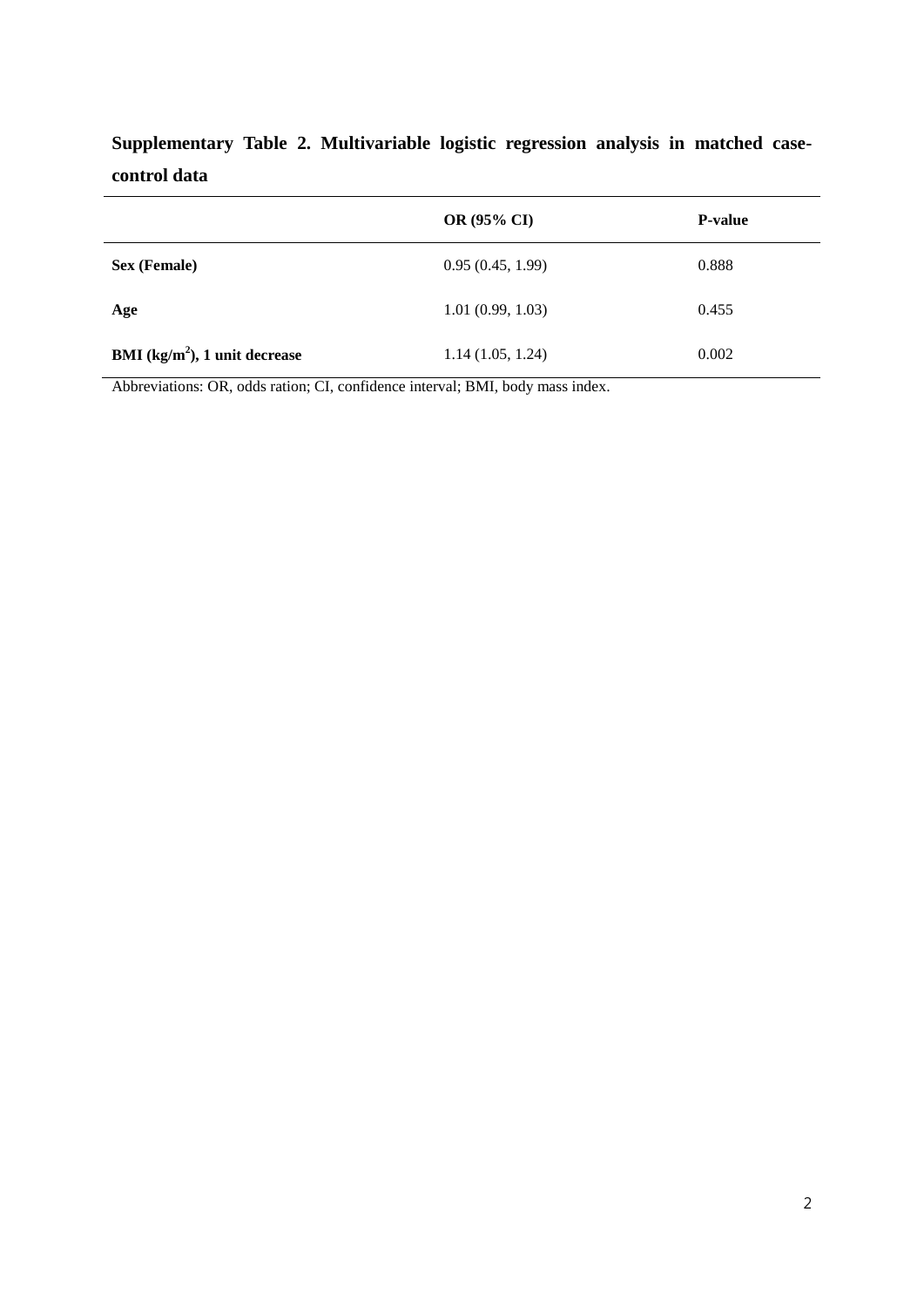**Supplementary Table 2. Multivariable logistic regression analysis in matched case-control data**

| | OR (95% CI) | P-value |
|---|---|---|
| **Sex (Female)** | 0.95 (0.45, 1.99) | 0.888 |
| **Age** | 1.01 (0.99, 1.03) | 0.455 |
| **BMI ($kg/m^2$), 1 unit decrease** | 1.14 (1.05, 1.24) | 0.002 |

Abbreviations: OR, odds ration; CI, confidence interval; BMI, body mass index.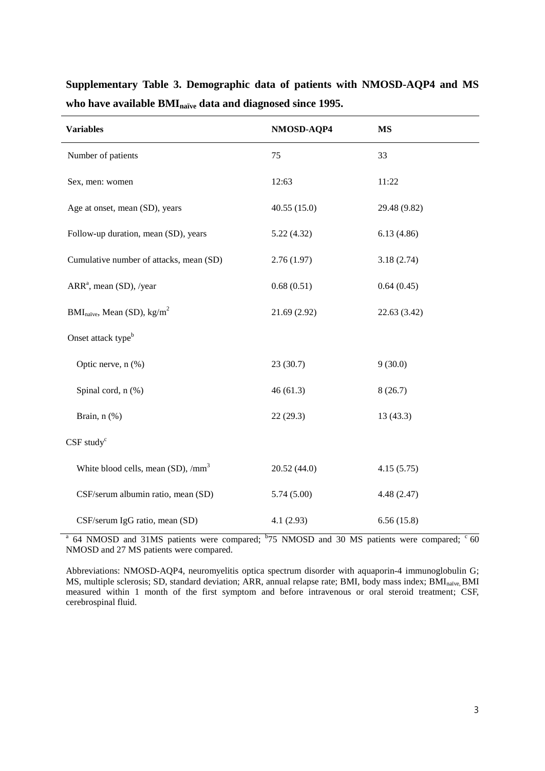**Supplementary Table 3. Demographic data of patients with NMOSD-AQP4 and MS who have available $BMI_{naïve}$ data and diagnosed since 1995.**

| Variables | NMOSD-AQP4 | MS |
|---|---|---|
| Number of patients | 75 | 33 |
| Sex, men: women | 12:63 | 11:22 |
| Age at onset, mean (SD), years | 40.55 (15.0) | 29.48 (9.82) |
| Follow-up duration, mean (SD), years | 5.22 (4.32) | 6.13 (4.86) |
| Cumulative number of attacks, mean (SD) | 2.76 (1.97) | 3.18 (2.74) |
| ARR[a], mean (SD), /year | 0.68 (0.51) | 0.64 (0.45) |
| $BMI_{naïve}$, Mean (SD), $kg/m^2$ | 21.69 (2.92) | 22.63 (3.42) |
| Onset attack type[b] | | |
| Optic nerve, n (%) | 23 (30.7) | 9 (30.0) |
| Spinal cord, n (%) | 46 (61.3) | 8 (26.7) |
| Brain, n (%) | 22 (29.3) | 13 (43.3) |
| CSF study[c] | | |
| White blood cells, mean (SD), $/mm^3$ | 20.52 (44.0) | 4.15 (5.75) |
| CSF/serum albumin ratio, mean (SD) | 5.74 (5.00) | 4.48 (2.47) |
| CSF/serum IgG ratio, mean (SD) | 4.1 (2.93) | 6.56 (15.8) |

[a] 64 NMOSD and 31MS patients were compared; [b]75 NMOSD and 30 MS patients were compared; [c] 60 NMOSD and 27 MS patients were compared.

Abbreviations: NMOSD-AQP4, neuromyelitis optica spectrum disorder with aquaporin-4 immunoglobulin G; MS, multiple sclerosis; SD, standard deviation; ARR, annual relapse rate; BMI, body mass index; $BMI_{naïve,}$ BMI measured within 1 month of the first symptom and before intravenous or oral steroid treatment; CSF, cerebrospinal fluid.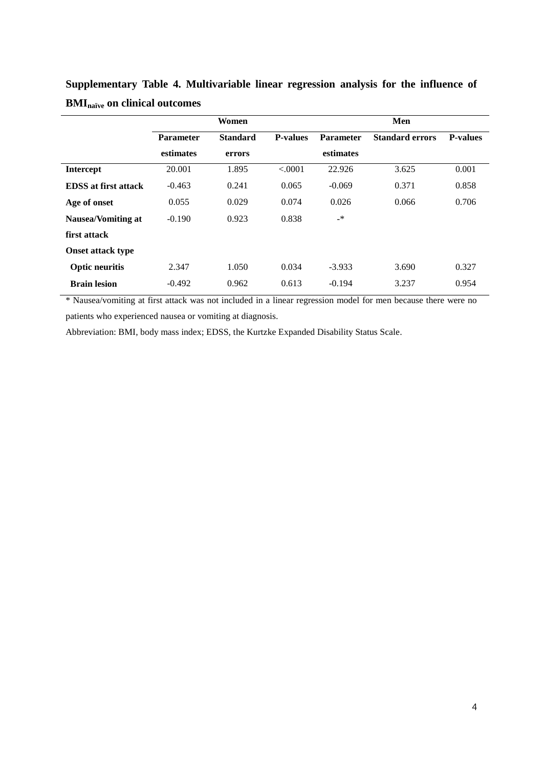**Supplementary Table 4. Multivariable linear regression analysis for the influence of $BMI_{naïve}$ on clinical outcomes**

| | Women | | | Men | | |
|---|---|---|---|---|---|---|
| | Parameter estimates | Standard errors | P-values | Parameter estimates | Standard errors | P-values |
| **Intercept** | 20.001 | 1.895 | <.0001 | 22.926 | 3.625 | 0.001 |
| **EDSS at first attack** | -0.463 | 0.241 | 0.065 | -0.069 | 0.371 | 0.858 |
| **Age of onset** | 0.055 | 0.029 | 0.074 | 0.026 | 0.066 | 0.706 |
| **Nausea/Vomiting at first attack** | -0.190 | 0.923 | 0.838 | -* | | |
| **Onset attack type** | | | | | | |
| **Optic neuritis** | 2.347 | 1.050 | 0.034 | -3.933 | 3.690 | 0.327 |
| **Brain lesion** | -0.492 | 0.962 | 0.613 | -0.194 | 3.237 | 0.954 |

* Nausea/vomiting at first attack was not included in a linear regression model for men because there were no patients who experienced nausea or vomiting at diagnosis.

Abbreviation: BMI, body mass index; EDSS, the Kurtzke Expanded Disability Status Scale.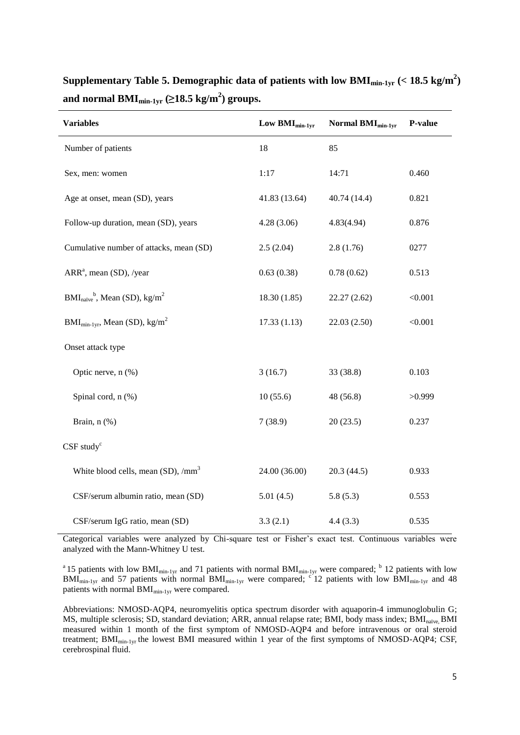**Supplementary Table 5. Demographic data of patients with low $BMI_{min\text{-}1yr}$ (< 18.5 kg/m$^2$) and normal $BMI_{min\text{-}1yr}$ (≥18.5 kg/m$^2$) groups.**

| Variables | Low $BMI_{min\text{-}1yr}$ | Normal $BMI_{min\text{-}1yr}$ | P-value |
|---|---|---|---|
| Number of patients | 18 | 85 | |
| Sex, men: women | 1:17 | 14:71 | 0.460 |
| Age at onset, mean (SD), years | 41.83 (13.64) | 40.74 (14.4) | 0.821 |
| Follow-up duration, mean (SD), years | 4.28 (3.06) | 4.83(4.94) | 0.876 |
| Cumulative number of attacks, mean (SD) | 2.5 (2.04) | 2.8 (1.76) | 0277 |
| ARR[a], mean (SD), /year | 0.63 (0.38) | 0.78 (0.62) | 0.513 |
| $BMI_{naïve}$[b], Mean (SD), kg/m$^2$ | 18.30 (1.85) | 22.27 (2.62) | <0.001 |
| $BMI_{min\text{-}1yr}$, Mean (SD), kg/m$^2$ | 17.33 (1.13) | 22.03 (2.50) | <0.001 |
| Onset attack type | | | |
| Optic nerve, n (%) | 3 (16.7) | 33 (38.8) | 0.103 |
| Spinal cord, n (%) | 10 (55.6) | 48 (56.8) | >0.999 |
| Brain, n (%) | 7 (38.9) | 20 (23.5) | 0.237 |
| CSF study[c] | | | |
| White blood cells, mean (SD), /mm$^3$ | 24.00 (36.00) | 20.3 (44.5) | 0.933 |
| CSF/serum albumin ratio, mean (SD) | 5.01 (4.5) | 5.8 (5.3) | 0.553 |
| CSF/serum IgG ratio, mean (SD) | 3.3 (2.1) | 4.4 (3.3) | 0.535 |

Categorical variables were analyzed by Chi-square test or Fisher's exact test. Continuous variables were analyzed with the Mann-Whitney U test.

[a] 15 patients with low $BMI_{min\text{-}1yr}$ and 71 patients with normal $BMI_{min\text{-}1yr}$ were compared; [b] 12 patients with low $BMI_{min\text{-}1yr}$ and 57 patients with normal $BMI_{min\text{-}1yr}$ were compared; [c] 12 patients with low $BMI_{min\text{-}1yr}$ and 48 patients with normal $BMI_{min\text{-}1yr}$ were compared.

Abbreviations: NMOSD-AQP4, neuromyelitis optica spectrum disorder with aquaporin-4 immunoglobulin G; MS, multiple sclerosis; SD, standard deviation; ARR, annual relapse rate; BMI, body mass index; $BMI_{naïve,}$ BMI measured within 1 month of the first symptom of NMOSD-AQP4 and before intravenous or oral steroid treatment; $BMI_{min\text{-}1yr}$ the lowest BMI measured within 1 year of the first symptoms of NMOSD-AQP4; CSF, cerebrospinal fluid.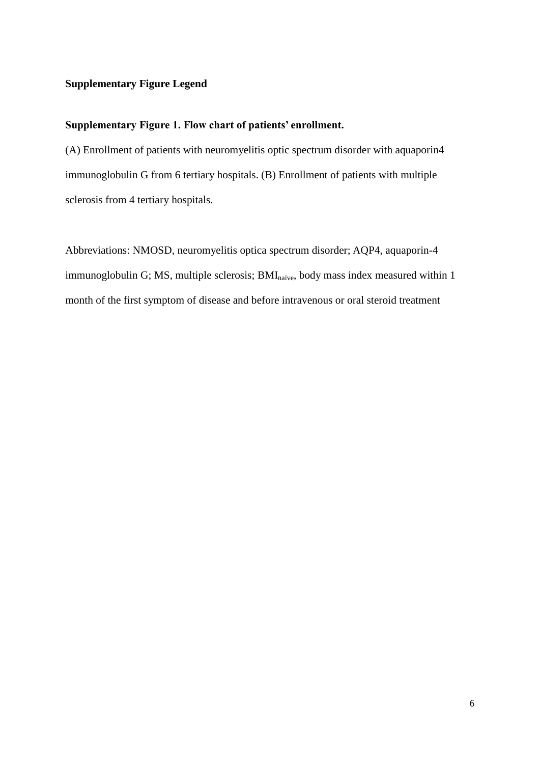**Supplementary Figure Legend**

**Supplementary Figure 1. Flow chart of patients' enrollment.**

(A) Enrollment of patients with neuromyelitis optic spectrum disorder with aquaporin4 immunoglobulin G from 6 tertiary hospitals. (B) Enrollment of patients with multiple sclerosis from 4 tertiary hospitals.

Abbreviations: NMOSD, neuromyelitis optica spectrum disorder; AQP4, aquaporin-4 immunoglobulin G; MS, multiple sclerosis; $BMI_{naïve}$, body mass index measured within 1 month of the first symptom of disease and before intravenous or oral steroid treatment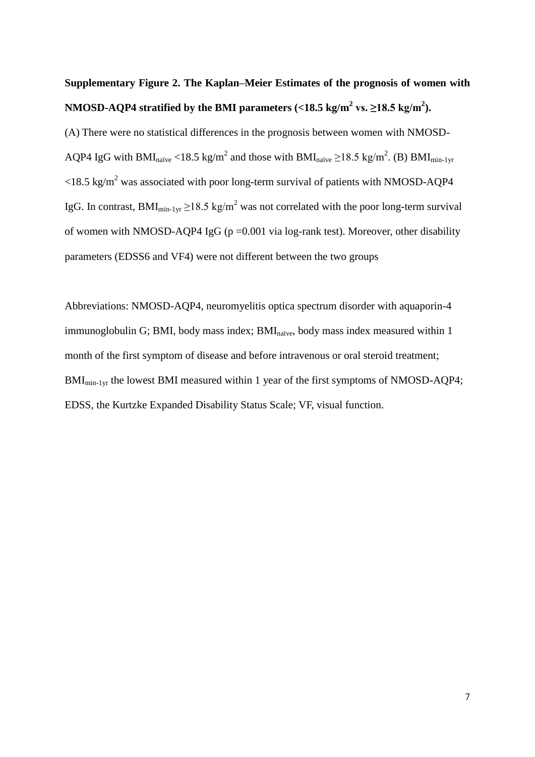**Supplementary Figure 2. The Kaplan–Meier Estimates of the prognosis of women with NMOSD-AQP4 stratified by the BMI parameters (<18.5 kg/$m^2$ vs. ≥18.5 kg/$m^2$).**

(A) There were no statistical differences in the prognosis between women with NMOSD-AQP4 IgG with $BMI_{naïve}$ <18.5 kg/$m^2$ and those with $BMI_{naïve}$ ≥18.5 kg/$m^2$. (B) $BMI_{min\text{-}1yr}$ <18.5 kg/$m^2$ was associated with poor long-term survival of patients with NMOSD-AQP4 IgG. In contrast, $BMI_{min\text{-}1yr}$ ≥18.5 kg/$m^2$ was not correlated with the poor long-term survival of women with NMOSD-AQP4 IgG ($p$ =0.001 via log-rank test). Moreover, other disability parameters (EDSS6 and VF4) were not different between the two groups

Abbreviations: NMOSD-AQP4, neuromyelitis optica spectrum disorder with aquaporin-4 immunoglobulin G; BMI, body mass index; $BMI_{naïve}$, body mass index measured within 1 month of the first symptom of disease and before intravenous or oral steroid treatment; $BMI_{min\text{-}1yr}$ the lowest BMI measured within 1 year of the first symptoms of NMOSD-AQP4; EDSS, the Kurtzke Expanded Disability Status Scale; VF, visual function.